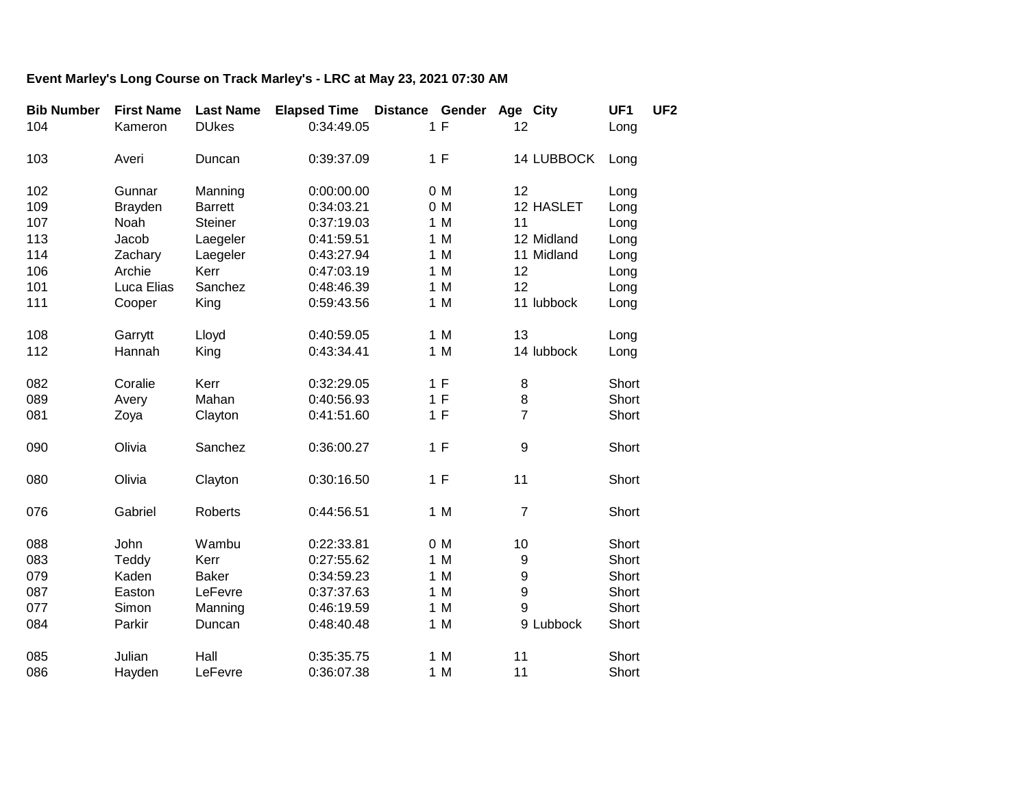**Event Marley's Long Course on Track Marley's - LRC at May 23, 2021 07:30 AM**

| Bib Number | First Name | Last Name | Elapsed Time | Distance | Gender | Age | City | UF1 | UF2 |
|---|---|---|---|---|---|---|---|---|---|
| 104 | Kameron | DUkes | 0:34:49.05 | 1 | F | 12 | | Long | |
| | | | | | | | | | |
| 103 | Averi | Duncan | 0:39:37.09 | 1 | F | 14 | LUBBOCK | Long | |
| | | | | | | | | | |
| 102 | Gunnar | Manning | 0:00:00.00 | 0 | M | 12 | | Long | |
| 109 | Brayden | Barrett | 0:34:03.21 | 0 | M | 12 | HASLET | Long | |
| 107 | Noah | Steiner | 0:37:19.03 | 1 | M | 11 | | Long | |
| 113 | Jacob | Laegeler | 0:41:59.51 | 1 | M | 12 | Midland | Long | |
| 114 | Zachary | Laegeler | 0:43:27.94 | 1 | M | 11 | Midland | Long | |
| 106 | Archie | Kerr | 0:47:03.19 | 1 | M | 12 | | Long | |
| 101 | Luca Elias | Sanchez | 0:48:46.39 | 1 | M | 12 | | Long | |
| 111 | Cooper | King | 0:59:43.56 | 1 | M | 11 | lubbock | Long | |
| | | | | | | | | | |
| 108 | Garrytt | Lloyd | 0:40:59.05 | 1 | M | 13 | | Long | |
| 112 | Hannah | King | 0:43:34.41 | 1 | M | 14 | lubbock | Long | |
| | | | | | | | | | |
| 082 | Coralie | Kerr | 0:32:29.05 | 1 | F | 8 | | Short | |
| 089 | Avery | Mahan | 0:40:56.93 | 1 | F | 8 | | Short | |
| 081 | Zoya | Clayton | 0:41:51.60 | 1 | F | 7 | | Short | |
| | | | | | | | | | |
| 090 | Olivia | Sanchez | 0:36:00.27 | 1 | F | 9 | | Short | |
| | | | | | | | | | |
| 080 | Olivia | Clayton | 0:30:16.50 | 1 | F | 11 | | Short | |
| | | | | | | | | | |
| 076 | Gabriel | Roberts | 0:44:56.51 | 1 | M | 7 | | Short | |
| | | | | | | | | | |
| 088 | John | Wambu | 0:22:33.81 | 0 | M | 10 | | Short | |
| 083 | Teddy | Kerr | 0:27:55.62 | 1 | M | 9 | | Short | |
| 079 | Kaden | Baker | 0:34:59.23 | 1 | M | 9 | | Short | |
| 087 | Easton | LeFevre | 0:37:37.63 | 1 | M | 9 | | Short | |
| 077 | Simon | Manning | 0:46:19.59 | 1 | M | 9 | | Short | |
| 084 | Parkir | Duncan | 0:48:40.48 | 1 | M | 9 | Lubbock | Short | |
| | | | | | | | | | |
| 085 | Julian | Hall | 0:35:35.75 | 1 | M | 11 | | Short | |
| 086 | Hayden | LeFevre | 0:36:07.38 | 1 | M | 11 | | Short | |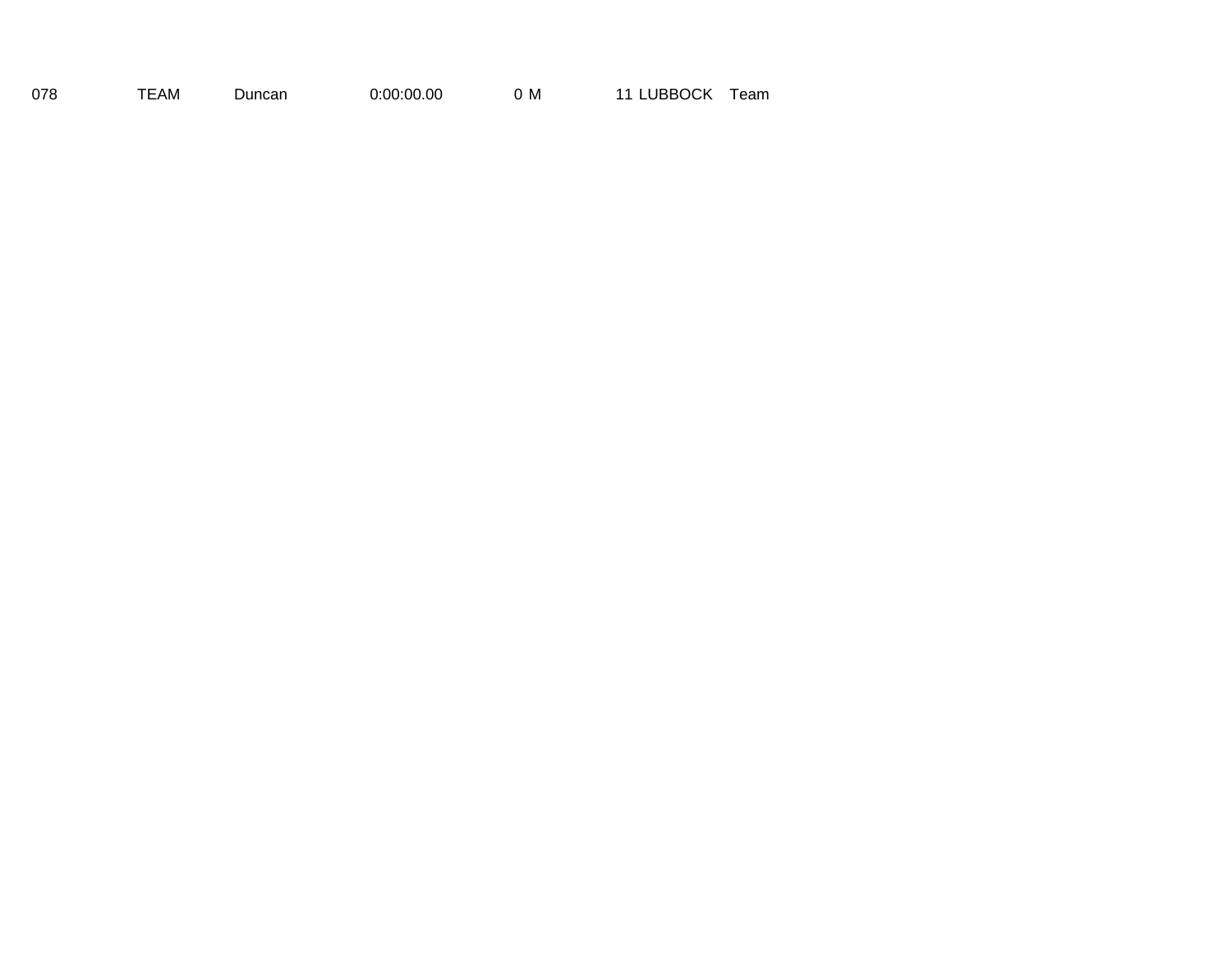| | | | | | | | | |
|---|---|---|---|---|---|---|---|---|
| 078 | TEAM | Duncan | 0:00:00.00 | 0 | M | 11 | LUBBOCK | Team |